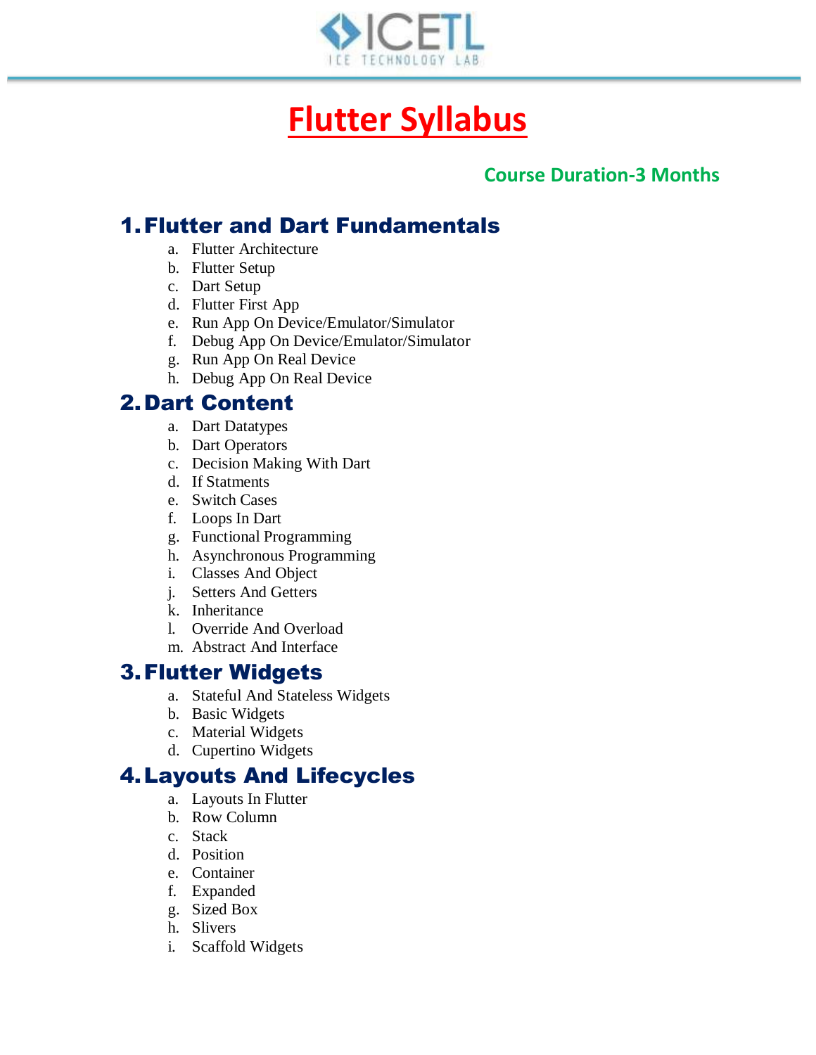ICETL

ICE TECHNOLOGY LAB

# Flutter Syllabus

**Course Duration-3 Months**

## 1. Flutter and Dart Fundamentals

a. Flutter Architecture
b. Flutter Setup
c. Dart Setup
d. Flutter First App
e. Run App On Device/Emulator/Simulator
f. Debug App On Device/Emulator/Simulator
g. Run App On Real Device
h. Debug App On Real Device

## 2. Dart Content

a. Dart Datatypes
b. Dart Operators
c. Decision Making With Dart
d. If Statments
e. Switch Cases
f. Loops In Dart
g. Functional Programming
h. Asynchronous Programming
i. Classes And Object
j. Setters And Getters
k. Inheritance
l. Override And Overload
m. Abstract And Interface

## 3. Flutter Widgets

a. Stateful And Stateless Widgets
b. Basic Widgets
c. Material Widgets
d. Cupertino Widgets

## 4. Layouts And Lifecycles

a. Layouts In Flutter
b. Row Column
c. Stack
d. Position
e. Container
f. Expanded
g. Sized Box
h. Slivers
i. Scaffold Widgets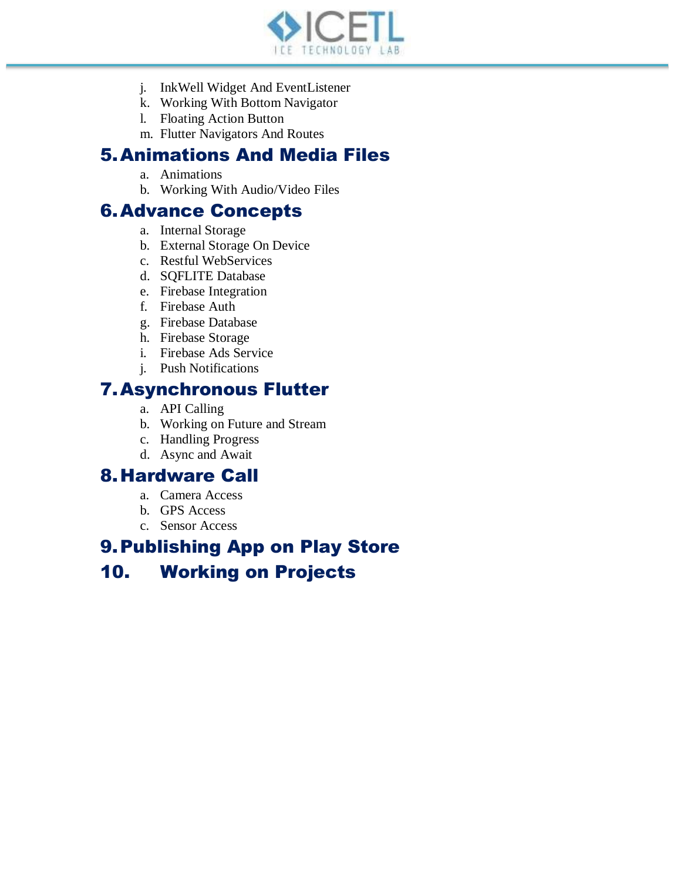j. InkWell Widget And EventListener
k. Working With Bottom Navigator
l. Floating Action Button
m. Flutter Navigators And Routes

## 5. Animations And Media Files

a. Animations
b. Working With Audio/Video Files

## 6. Advance Concepts

a. Internal Storage
b. External Storage On Device
c. Restful WebServices
d. SQFLITE Database
e. Firebase Integration
f. Firebase Auth
g. Firebase Database
h. Firebase Storage
i. Firebase Ads Service
j. Push Notifications

## 7. Asynchronous Flutter

a. API Calling
b. Working on Future and Stream
c. Handling Progress
d. Async and Await

## 8. Hardware Call

a. Camera Access
b. GPS Access
c. Sensor Access

## 9. Publishing App on Play Store

## 10. Working on Projects